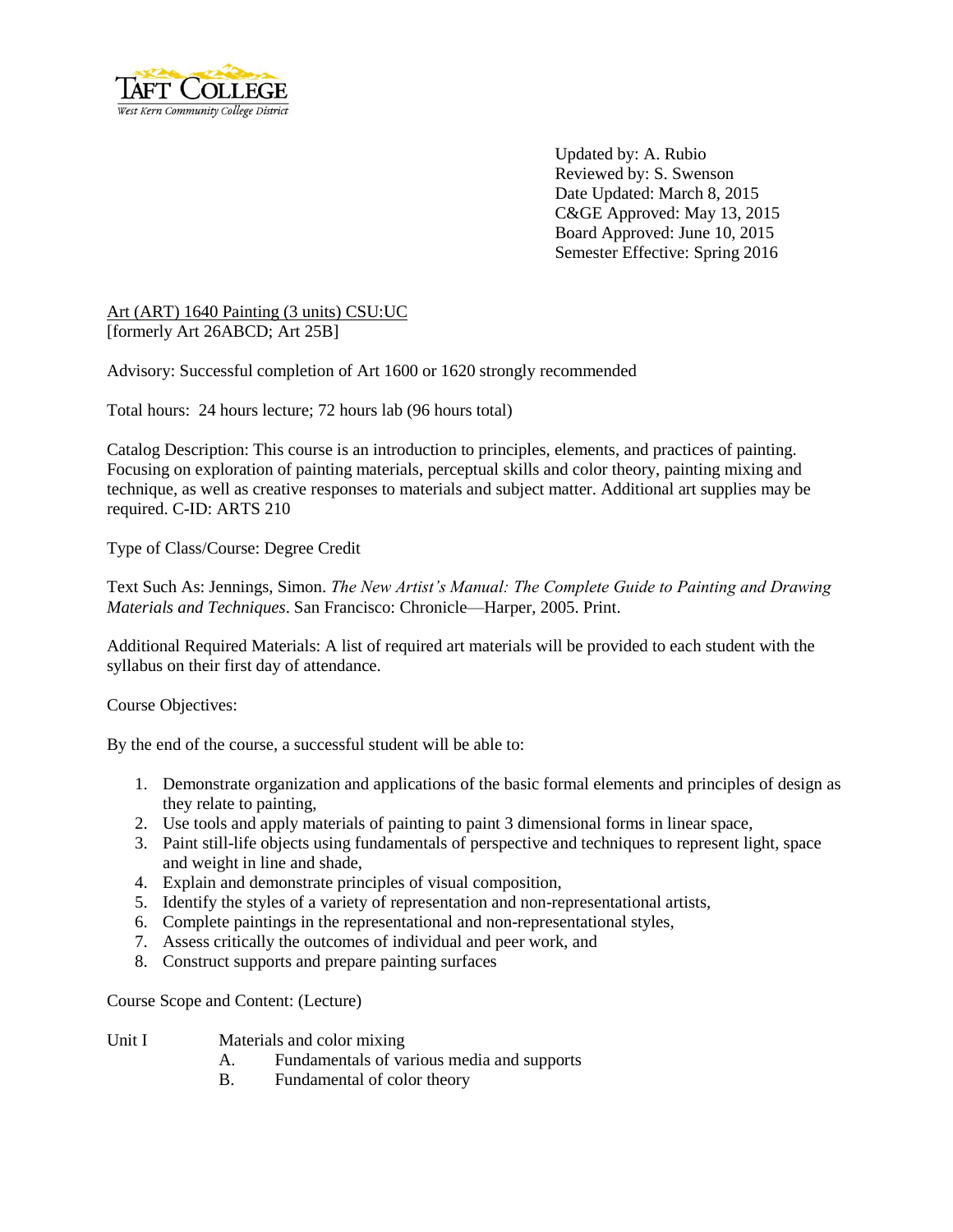TAFT COLLEGE
West Kern Community College District

Updated by: A. Rubio
Reviewed by: S. Swenson
Date Updated: March 8, 2015
C&GE Approved: May 13, 2015
Board Approved: June 10, 2015
Semester Effective: Spring 2016

Art (ART) 1640 Painting (3 units) CSU:UC
[formerly Art 26ABCD; Art 25B]

Advisory: Successful completion of Art 1600 or 1620 strongly recommended

Total hours: 24 hours lecture; 72 hours lab (96 hours total)

Catalog Description: This course is an introduction to principles, elements, and practices of painting. Focusing on exploration of painting materials, perceptual skills and color theory, painting mixing and technique, as well as creative responses to materials and subject matter. Additional art supplies may be required. C-ID: ARTS 210

Type of Class/Course: Degree Credit

Text Such As: Jennings, Simon. *The New Artist's Manual: The Complete Guide to Painting and Drawing Materials and Techniques*. San Francisco: Chronicle—Harper, 2005. Print.

Additional Required Materials: A list of required art materials will be provided to each student with the syllabus on their first day of attendance.

Course Objectives:

By the end of the course, a successful student will be able to:

1. Demonstrate organization and applications of the basic formal elements and principles of design as they relate to painting,
2. Use tools and apply materials of painting to paint 3 dimensional forms in linear space,
3. Paint still-life objects using fundamentals of perspective and techniques to represent light, space and weight in line and shade,
4. Explain and demonstrate principles of visual composition,
5. Identify the styles of a variety of representation and non-representational artists,
6. Complete paintings in the representational and non-representational styles,
7. Assess critically the outcomes of individual and peer work, and
8. Construct supports and prepare painting surfaces

Course Scope and Content: (Lecture)

Unit I Materials and color mixing
- A. Fundamentals of various media and supports
- B. Fundamental of color theory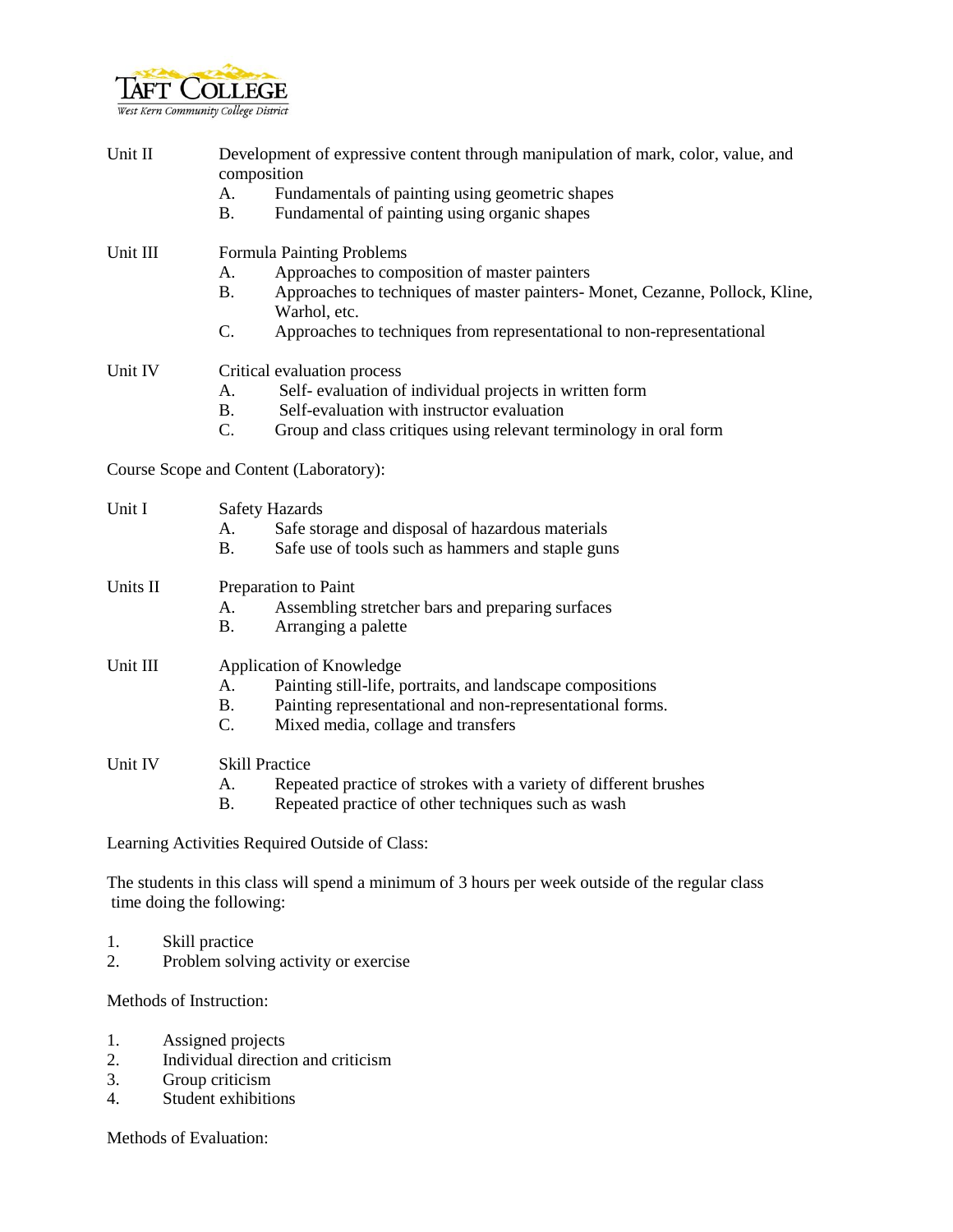Unit II Development of expressive content through manipulation of mark, color, value, and composition

A. Fundamentals of painting using geometric shapes
B. Fundamental of painting using organic shapes

Unit III Formula Painting Problems

A. Approaches to composition of master painters
B. Approaches to techniques of master painters- Monet, Cezanne, Pollock, Kline, Warhol, etc.
C. Approaches to techniques from representational to non-representational

Unit IV Critical evaluation process

A. Self- evaluation of individual projects in written form
B. Self-evaluation with instructor evaluation
C. Group and class critiques using relevant terminology in oral form

Course Scope and Content (Laboratory):

Unit I Safety Hazards

A. Safe storage and disposal of hazardous materials
B. Safe use of tools such as hammers and staple guns

Units II Preparation to Paint

A. Assembling stretcher bars and preparing surfaces
B. Arranging a palette

Unit III Application of Knowledge

A. Painting still-life, portraits, and landscape compositions
B. Painting representational and non-representational forms.
C. Mixed media, collage and transfers

Unit IV Skill Practice

A. Repeated practice of strokes with a variety of different brushes
B. Repeated practice of other techniques such as wash

Learning Activities Required Outside of Class:

The students in this class will spend a minimum of 3 hours per week outside of the regular class time doing the following:

1. Skill practice
2. Problem solving activity or exercise

Methods of Instruction:

1. Assigned projects
2. Individual direction and criticism
3. Group criticism
4. Student exhibitions

Methods of Evaluation: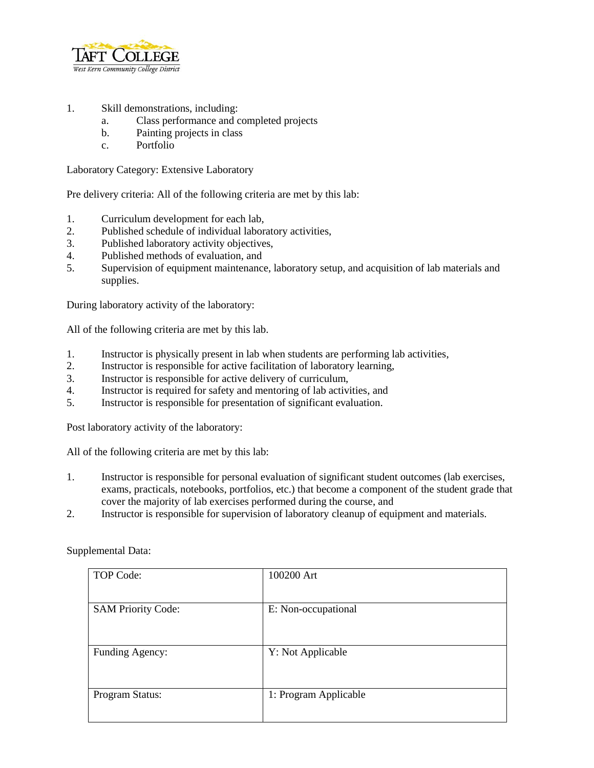1. Skill demonstrations, including:
   a. Class performance and completed projects
   b. Painting projects in class
   c. Portfolio

Laboratory Category: Extensive Laboratory

Pre delivery criteria: All of the following criteria are met by this lab:

1. Curriculum development for each lab,
2. Published schedule of individual laboratory activities,
3. Published laboratory activity objectives,
4. Published methods of evaluation, and
5. Supervision of equipment maintenance, laboratory setup, and acquisition of lab materials and supplies.

During laboratory activity of the laboratory:

All of the following criteria are met by this lab.

1. Instructor is physically present in lab when students are performing lab activities,
2. Instructor is responsible for active facilitation of laboratory learning,
3. Instructor is responsible for active delivery of curriculum,
4. Instructor is required for safety and mentoring of lab activities, and
5. Instructor is responsible for presentation of significant evaluation.

Post laboratory activity of the laboratory:

All of the following criteria are met by this lab:

1. Instructor is responsible for personal evaluation of significant student outcomes (lab exercises, exams, practicals, notebooks, portfolios, etc.) that become a component of the student grade that cover the majority of lab exercises performed during the course, and
2. Instructor is responsible for supervision of laboratory cleanup of equipment and materials.

Supplemental Data:

| TOP Code: | 100200 Art |
| --- | --- |
| SAM Priority Code: | E: Non-occupational |
| Funding Agency: | Y: Not Applicable |
| Program Status: | 1: Program Applicable |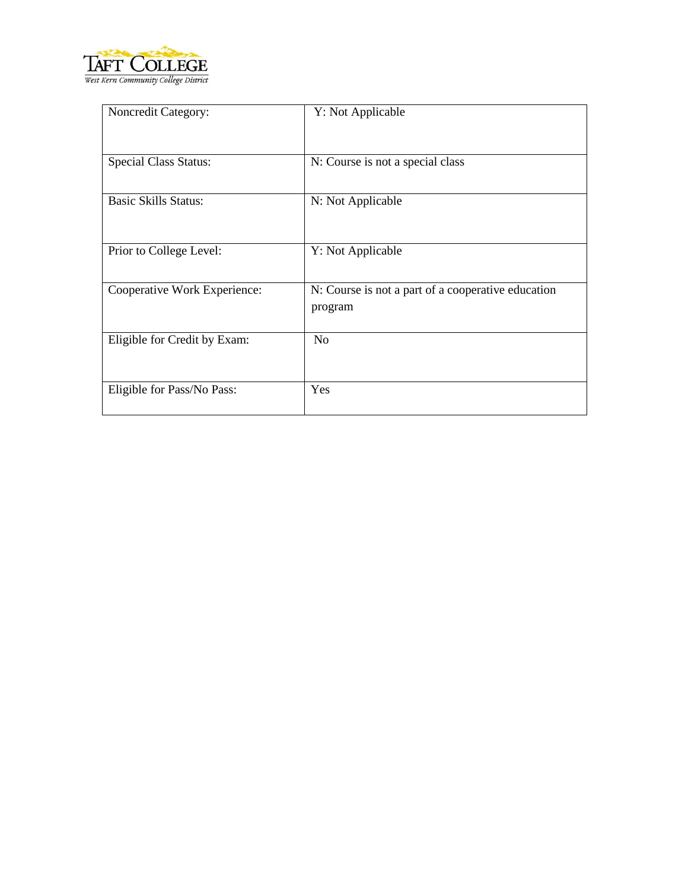| | |
|---|---|
| Noncredit Category: | Y: Not Applicable |
| Special Class Status: | N: Course is not a special class |
| Basic Skills Status: | N: Not Applicable |
| Prior to College Level: | Y: Not Applicable |
| Cooperative Work Experience: | N: Course is not a part of a cooperative education program |
| Eligible for Credit by Exam: | No |
| Eligible for Pass/No Pass: | Yes |